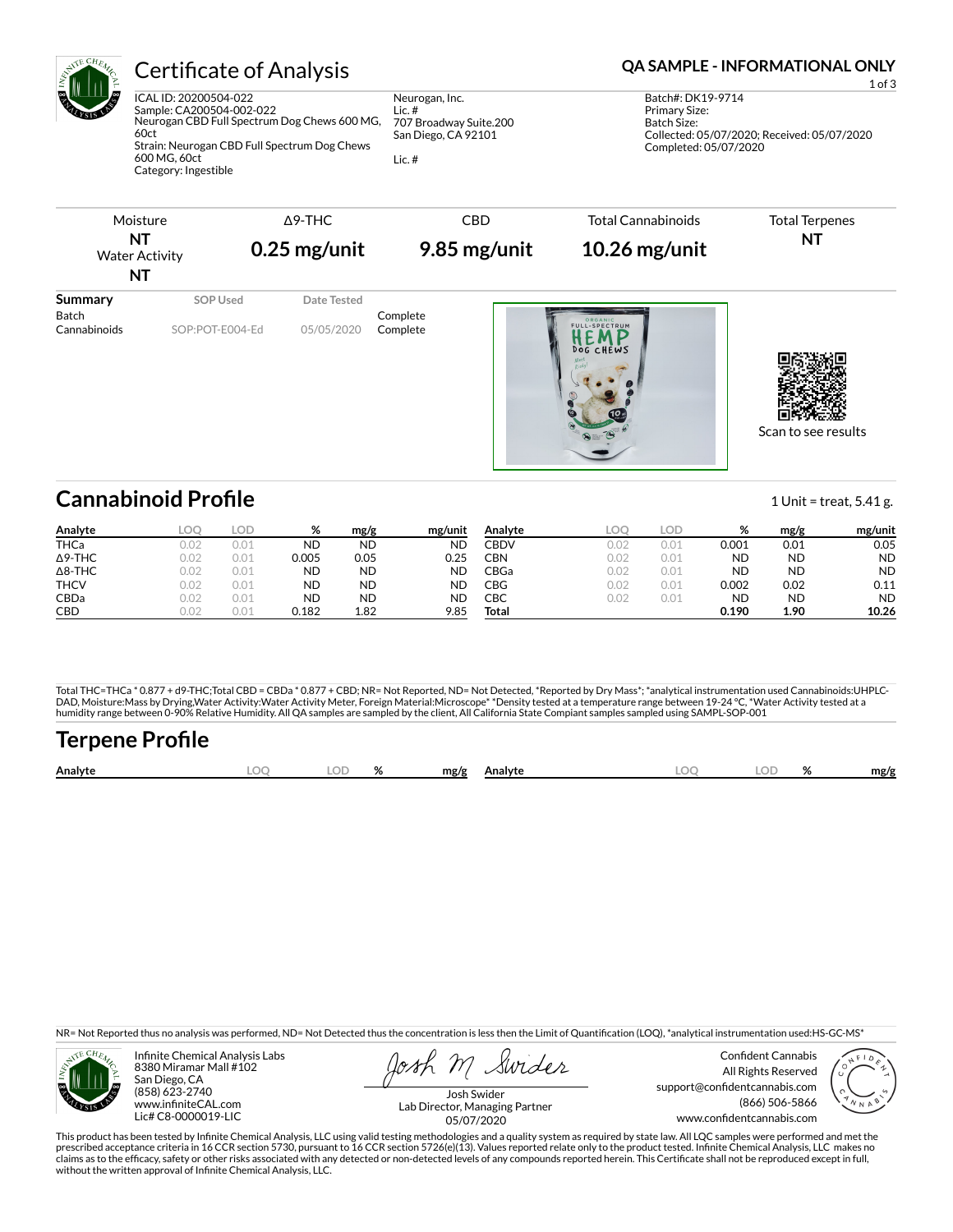# Certificate of Analysis

**QA SAMPLE - INFORMATIONAL ONLY**

ICAL ID: 20200504-022
Sample: CA200504-002-022
Neurogan CBD Full Spectrum Dog Chews 600 MG, 60ct
Strain: Neurogan CBD Full Spectrum Dog Chews 600 MG, 60ct
Category: Ingestible

Neurogan, Inc.
Lic. #
707 Broadway Suite.200
San Diego, CA 92101

Lic. #

Batch#: DK19-9714
Primary Size:
Batch Size:
Collected: 05/07/2020; Received: 05/07/2020
Completed: 05/07/2020

| Moisture | Δ9-THC | CBD | Total Cannabinoids | Total Terpenes |
|---|---|---|---|---|
| NT | 0.25 mg/unit | 9.85 mg/unit | 10.26 mg/unit | NT |
| Water Activity NT | | | | |

| Summary | SOP Used | Date Tested | |
|---|---|---|---|
| Batch | | | Complete |
| Cannabinoids | SOP:POT-E004-Ed | 05/05/2020 | Complete |

Scan to see results

## Cannabinoid Profile

1 Unit = treat, 5.41 g.

| Analyte | LOQ | LOD | % | mg/g | mg/unit | Analyte | LOQ | LOD | % | mg/g | mg/unit |
|---|---|---|---|---|---|---|---|---|---|---|---|
| THCa | 0.02 | 0.01 | ND | ND | ND | CBDV | 0.02 | 0.01 | 0.001 | 0.01 | 0.05 |
| Δ9-THC | 0.02 | 0.01 | 0.005 | 0.05 | 0.25 | CBN | 0.02 | 0.01 | ND | ND | ND |
| Δ8-THC | 0.02 | 0.01 | ND | ND | ND | CBGa | 0.02 | 0.01 | ND | ND | ND |
| THCV | 0.02 | 0.01 | ND | ND | ND | CBG | 0.02 | 0.01 | 0.002 | 0.02 | 0.11 |
| CBDa | 0.02 | 0.01 | ND | ND | ND | CBC | 0.02 | 0.01 | ND | ND | ND |
| CBD | 0.02 | 0.01 | 0.182 | 1.82 | 9.85 | **Total** | | | **0.190** | **1.90** | **10.26** |

Total THC=THCa * 0.877 + d9-THC;Total CBD = CBDa * 0.877 + CBD; NR= Not Reported, ND= Not Detected, *Reported by Dry Mass*; *analytical instrumentation used Cannabinoids:UHPLC-DAD, Moisture:Mass by Drying,Water Activity:Water Activity Meter, Foreign Material:Microscope* *Density tested at a temperature range between 19-24 °C, *Water Activity tested at a humidity range between 0-90% Relative Humidity. All QA samples are sampled by the client, All California State Compiant samples sampled using SAMPL-SOP-001

## Terpene Profile

| Analyte | LOQ | LOD | % | mg/g | Analyte | LOQ | LOD | % | mg/g |
|---|---|---|---|---|---|---|---|---|---|

NR= Not Reported thus no analysis was performed, ND= Not Detected thus the concentration is less then the Limit of Quantification (LOQ), *analytical instrumentation used:HS-GC-MS*

Infinite Chemical Analysis Labs
8380 Miramar Mall #102
San Diego, CA
(858) 623-2740
www.infiniteCAL.com
Lic# C8-0000019-LIC

Josh Swider
Lab Director, Managing Partner
05/07/2020

Confident Cannabis
All Rights Reserved
support@confidentcannabis.com
(866) 506-5866
www.confidentcannabis.com

This product has been tested by Infinite Chemical Analysis, LLC using valid testing methodologies and a quality system as required by state law. All LQC samples were performed and met the prescribed acceptance criteria in 16 CCR section 5730, pursuant to 16 CCR section 5726(e)(13). Values reported relate only to the product tested. Infinite Chemical Analysis, LLC makes no claims as to the efficacy, safety or other risks associated with any detected or non-detected levels of any compounds reported herein. This Certificate shall not be reproduced except in full, without the written approval of Infinite Chemical Analysis, LLC.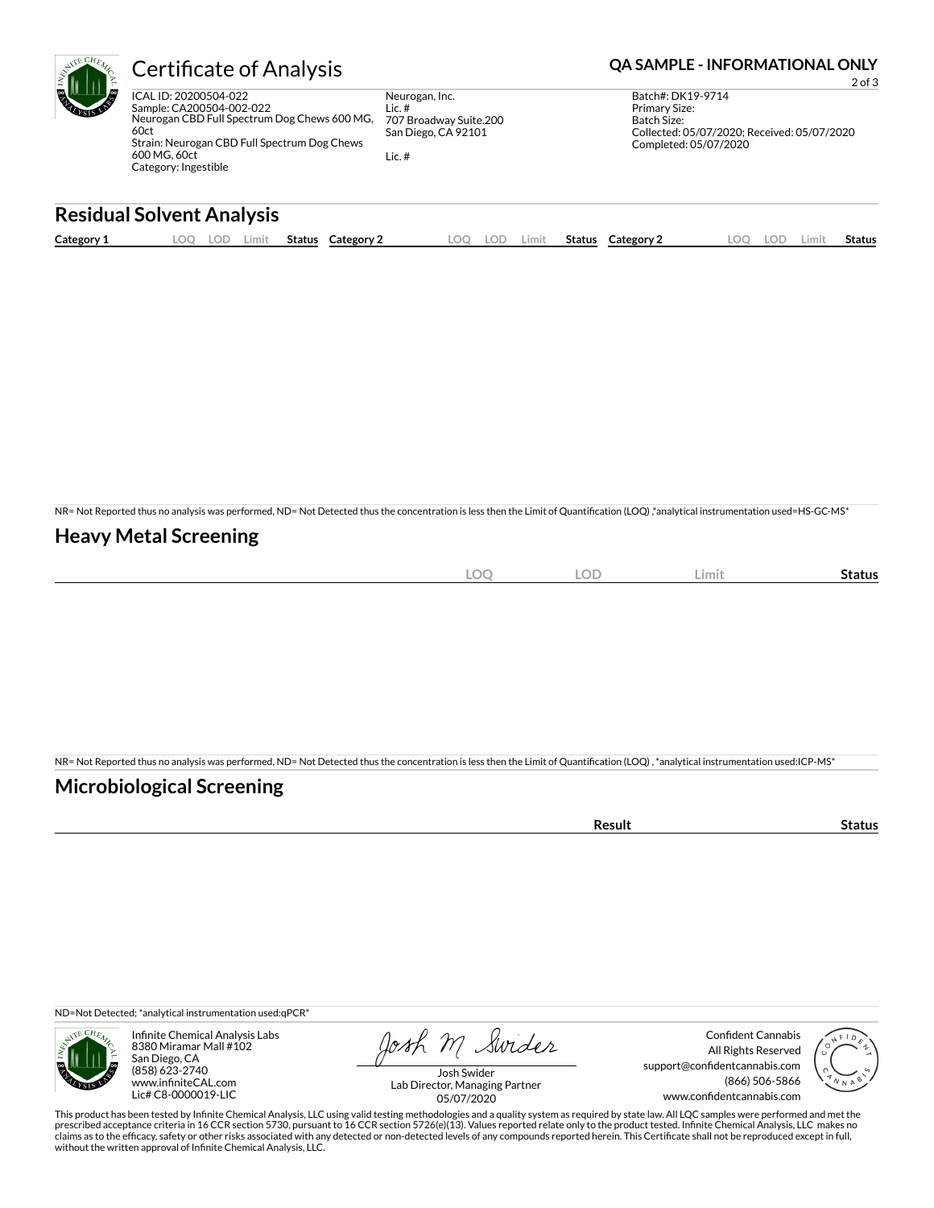# Certificate of Analysis

**QA SAMPLE - INFORMATIONAL ONLY**

ICAL ID: 20200504-022
Sample: CA200504-002-022
Neurogan CBD Full Spectrum Dog Chews 600 MG, 60ct
Strain: Neurogan CBD Full Spectrum Dog Chews 600 MG, 60ct
Category: Ingestible

Neurogan, Inc.
Lic. #
707 Broadway Suite.200
San Diego, CA 92101

Lic. #

Batch#: DK19-9714
Primary Size:
Batch Size:
Collected: 05/07/2020; Received: 05/07/2020
Completed: 05/07/2020

## Residual Solvent Analysis

| Category 1 | LOQ | LOD | Limit | Status | Category 2 | LOQ | LOD | Limit | Status | Category 2 | LOQ | LOD | Limit | Status |
|---|---|---|---|---|---|---|---|---|---|---|---|---|---|---|

NR= Not Reported thus no analysis was performed, ND= Not Detected thus the concentration is less then the Limit of Quantification (LOQ) ,*analytical instrumentation used=HS-GC-MS*

## Heavy Metal Screening

| | LOQ | LOD | Limit | Status |
|---|---|---|---|---|

NR= Not Reported thus no analysis was performed, ND= Not Detected thus the concentration is less then the Limit of Quantification (LOQ) , *analytical instrumentation used:ICP-MS*

## Microbiological Screening

| | Result | Status |
|---|---|---|

ND=Not Detected; *analytical instrumentation used:qPCR*

Infinite Chemical Analysis Labs
8380 Miramar Mall #102
San Diego, CA
(858) 623-2740
www.infiniteCAL.com
Lic# C8-0000019-LIC

Josh M Swider
Josh Swider
Lab Director, Managing Partner
05/07/2020

Confident Cannabis
All Rights Reserved
support@confidentcannabis.com
(866) 506-5866
www.confidentcannabis.com

This product has been tested by Infinite Chemical Analysis, LLC using valid testing methodologies and a quality system as required by state law. All LQC samples were performed and met the prescribed acceptance criteria in 16 CCR section 5730, pursuant to 16 CCR section 5726(e)(13). Values reported relate only to the product tested. Infinite Chemical Analysis, LLC makes no claims as to the efficacy, safety or other risks associated with any detected or non-detected levels of any compounds reported herein. This Certificate shall not be reproduced except in full, without the written approval of Infinite Chemical Analysis, LLC.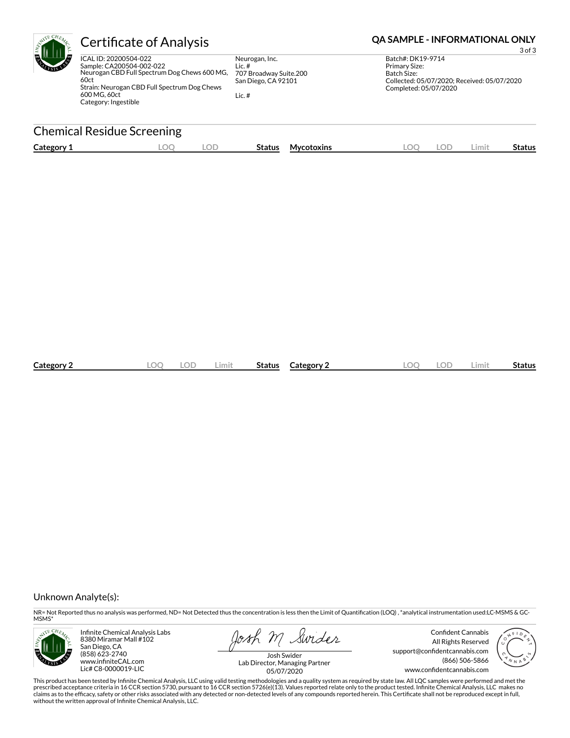# Certificate of Analysis

**QA SAMPLE - INFORMATIONAL ONLY**

ICAL ID: 20200504-022
Sample: CA200504-002-022
Neurogan CBD Full Spectrum Dog Chews 600 MG, 60ct
Strain: Neurogan CBD Full Spectrum Dog Chews 600 MG, 60ct
Category: Ingestible

Neurogan, Inc.
Lic. #
707 Broadway Suite.200
San Diego, CA 92101

Lic. #

Batch#: DK19-9714
Primary Size:
Batch Size:
Collected: 05/07/2020; Received: 05/07/2020
Completed: 05/07/2020

## Chemical Residue Screening

| Category 1 | LOQ | LOD | Status |
|---|---|---|---|

| Mycotoxins | LOQ | LOD | Limit | Status |
|---|---|---|---|---|

| Category 2 | LOQ | LOD | Limit | Status |
|---|---|---|---|---|

| Category 2 | LOQ | LOD | Limit | Status |
|---|---|---|---|---|

Unknown Analyte(s):

NR= Not Reported thus no analysis was performed, ND= Not Detected thus the concentration is less then the Limit of Quantification (LOQ) , *analytical instrumentation used:LC-MSMS & GC-MSMS*

Infinite Chemical Analysis Labs
8380 Miramar Mall #102
San Diego, CA
(858) 623-2740
www.infiniteCAL.com
Lic# C8-0000019-LIC

Josh Swider
Lab Director, Managing Partner
05/07/2020

Confident Cannabis
All Rights Reserved
support@confidentcannabis.com
(866) 506-5866
www.confidentcannabis.com

This product has been tested by Infinite Chemical Analysis, LLC using valid testing methodologies and a quality system as required by state law. All LQC samples were performed and met the prescribed acceptance criteria in 16 CCR section 5730, pursuant to 16 CCR section 5726(e)(13). Values reported relate only to the product tested. Infinite Chemical Analysis, LLC makes no claims as to the efficacy, safety or other risks associated with any detected or non-detected levels of any compounds reported herein. This Certificate shall not be reproduced except in full, without the written approval of Infinite Chemical Analysis, LLC.